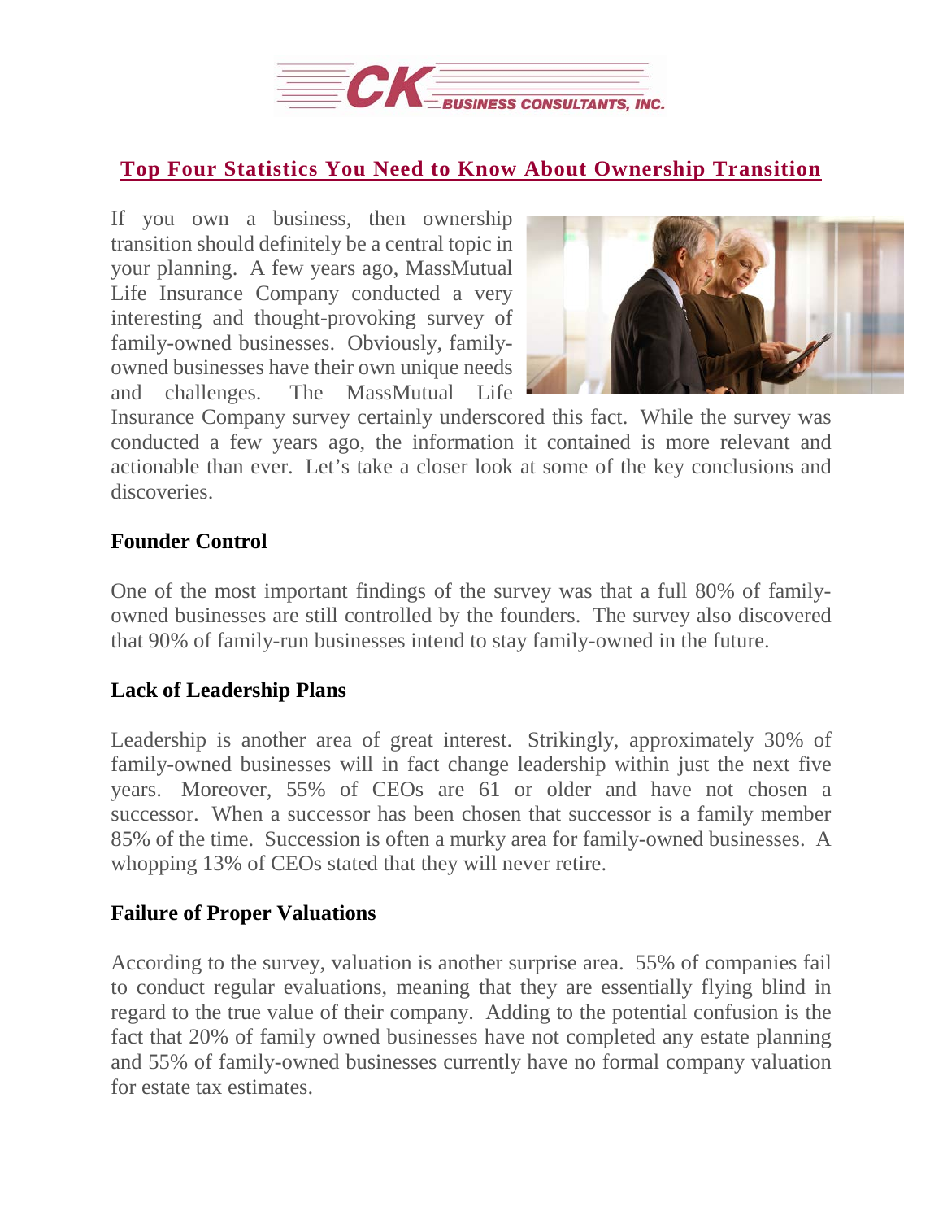# Top Four Statistics You Need to Know About Ownership Transition

If you own a business, then ownership transition should definitely be a central topic in your planning. A few years ago, MassMutual Life Insurance Company conducted a very interesting and thought-provoking survey of family-owned businesses. Obviously, family-owned businesses have their own unique needs and challenges. The MassMutual Life Insurance Company survey certainly underscored this fact. While the survey was conducted a few years ago, the information it contained is more relevant and actionable than ever. Let's take a closer look at some of the key conclusions and discoveries.

## Founder Control

One of the most important findings of the survey was that a full 80% of family-owned businesses are still controlled by the founders. The survey also discovered that 90% of family-run businesses intend to stay family-owned in the future.

## Lack of Leadership Plans

Leadership is another area of great interest. Strikingly, approximately 30% of family-owned businesses will in fact change leadership within just the next five years. Moreover, 55% of CEOs are 61 or older and have not chosen a successor. When a successor has been chosen that successor is a family member 85% of the time. Succession is often a murky area for family-owned businesses. A whopping 13% of CEOs stated that they will never retire.

## Failure of Proper Valuations

According to the survey, valuation is another surprise area. 55% of companies fail to conduct regular evaluations, meaning that they are essentially flying blind in regard to the true value of their company. Adding to the potential confusion is the fact that 20% of family owned businesses have not completed any estate planning and 55% of family-owned businesses currently have no formal company valuation for estate tax estimates.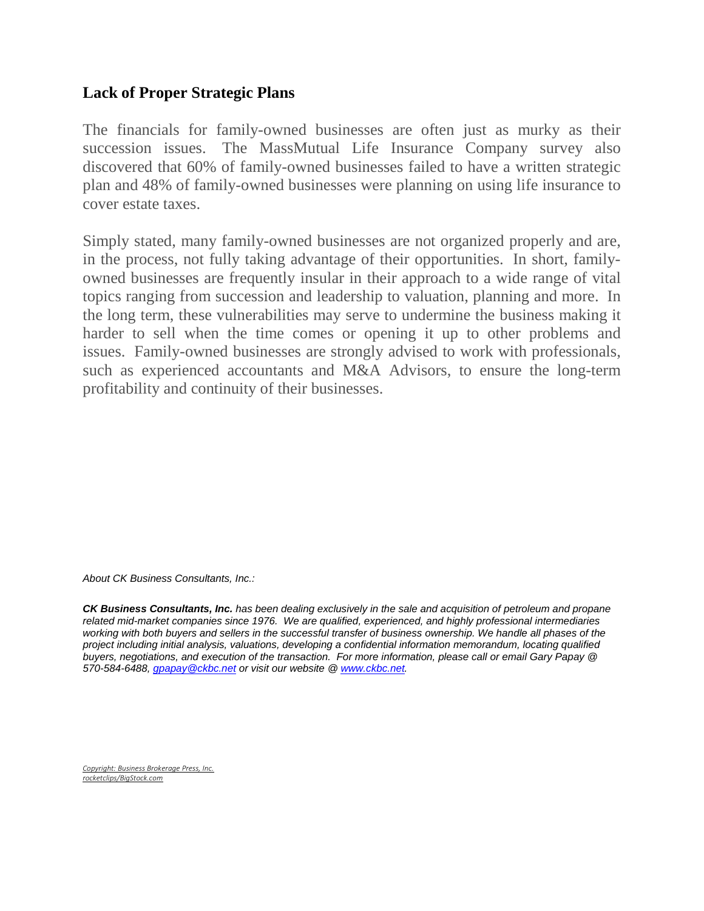## Lack of Proper Strategic Plans

The financials for family-owned businesses are often just as murky as their succession issues. The MassMutual Life Insurance Company survey also discovered that 60% of family-owned businesses failed to have a written strategic plan and 48% of family-owned businesses were planning on using life insurance to cover estate taxes.

Simply stated, many family-owned businesses are not organized properly and are, in the process, not fully taking advantage of their opportunities. In short, family-owned businesses are frequently insular in their approach to a wide range of vital topics ranging from succession and leadership to valuation, planning and more. In the long term, these vulnerabilities may serve to undermine the business making it harder to sell when the time comes or opening it up to other problems and issues. Family-owned businesses are strongly advised to work with professionals, such as experienced accountants and M&A Advisors, to ensure the long-term profitability and continuity of their businesses.

*About CK Business Consultants, Inc.:*

***CK Business Consultants, Inc.*** *has been dealing exclusively in the sale and acquisition of petroleum and propane related mid-market companies since 1976. We are qualified, experienced, and highly professional intermediaries working with both buyers and sellers in the successful transfer of business ownership. We handle all phases of the project including initial analysis, valuations, developing a confidential information memorandum, locating qualified buyers, negotiations, and execution of the transaction. For more information, please call or email Gary Papay @ 570-584-6488, [gpapay@ckbc.net](mailto:gpapay@ckbc.net) or visit our website @ [www.ckbc.net](http://www.ckbc.net).*

*Copyright: Business Brokerage Press, Inc.*
*rocketclips/BigStock.com*